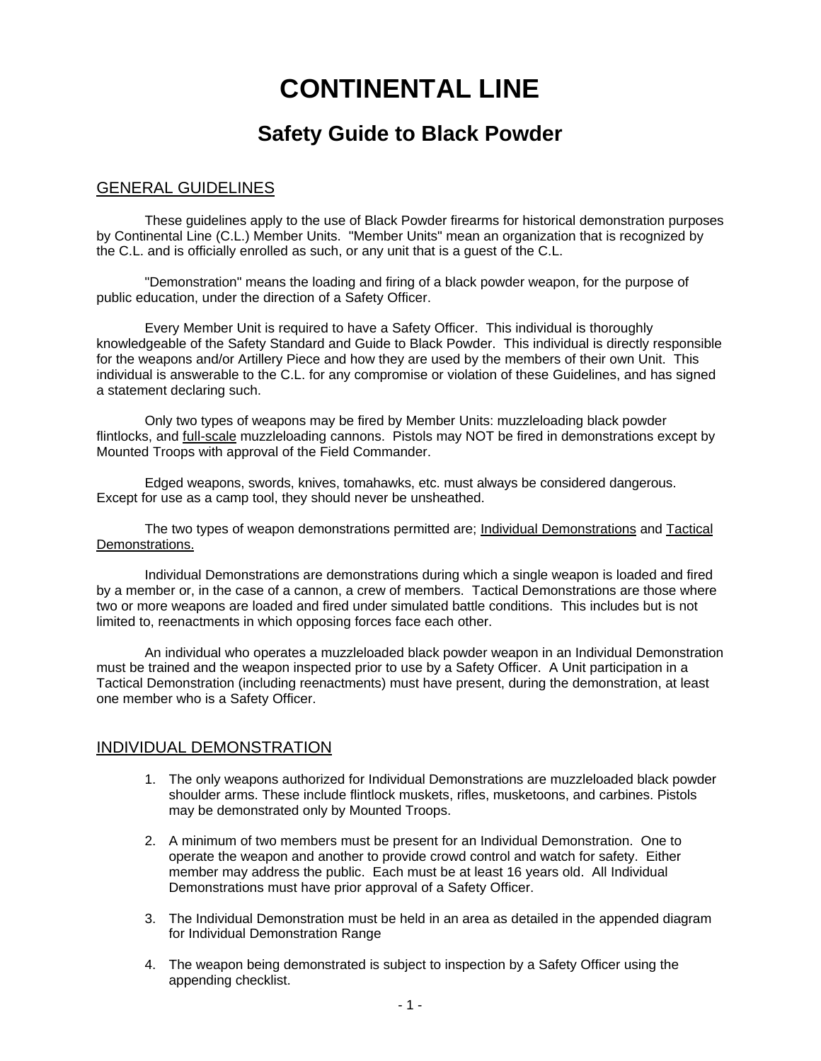# CONTINENTAL LINE

## Safety Guide to Black Powder

### GENERAL GUIDELINES

These guidelines apply to the use of Black Powder firearms for historical demonstration purposes by Continental Line (C.L.) Member Units. "Member Units" mean an organization that is recognized by the C.L. and is officially enrolled as such, or any unit that is a guest of the C.L.

"Demonstration" means the loading and firing of a black powder weapon, for the purpose of public education, under the direction of a Safety Officer.

Every Member Unit is required to have a Safety Officer. This individual is thoroughly knowledgeable of the Safety Standard and Guide to Black Powder. This individual is directly responsible for the weapons and/or Artillery Piece and how they are used by the members of their own Unit. This individual is answerable to the C.L. for any compromise or violation of these Guidelines, and has signed a statement declaring such.

Only two types of weapons may be fired by Member Units: muzzleloading black powder flintlocks, and <u>full-scale</u> muzzleloading cannons. Pistols may NOT be fired in demonstrations except by Mounted Troops with approval of the Field Commander.

Edged weapons, swords, knives, tomahawks, etc. must always be considered dangerous. Except for use as a camp tool, they should never be unsheathed.

The two types of weapon demonstrations permitted are; <u>Individual Demonstrations</u> and <u>Tactical Demonstrations.</u>

Individual Demonstrations are demonstrations during which a single weapon is loaded and fired by a member or, in the case of a cannon, a crew of members. Tactical Demonstrations are those where two or more weapons are loaded and fired under simulated battle conditions. This includes but is not limited to, reenactments in which opposing forces face each other.

An individual who operates a muzzleloaded black powder weapon in an Individual Demonstration must be trained and the weapon inspected prior to use by a Safety Officer. A Unit participation in a Tactical Demonstration (including reenactments) must have present, during the demonstration, at least one member who is a Safety Officer.

### INDIVIDUAL DEMONSTRATION

1. The only weapons authorized for Individual Demonstrations are muzzleloaded black powder shoulder arms. These include flintlock muskets, rifles, musketoons, and carbines. Pistols may be demonstrated only by Mounted Troops.

2. A minimum of two members must be present for an Individual Demonstration. One to operate the weapon and another to provide crowd control and watch for safety. Either member may address the public. Each must be at least 16 years old. All Individual Demonstrations must have prior approval of a Safety Officer.

3. The Individual Demonstration must be held in an area as detailed in the appended diagram for Individual Demonstration Range

4. The weapon being demonstrated is subject to inspection by a Safety Officer using the appending checklist.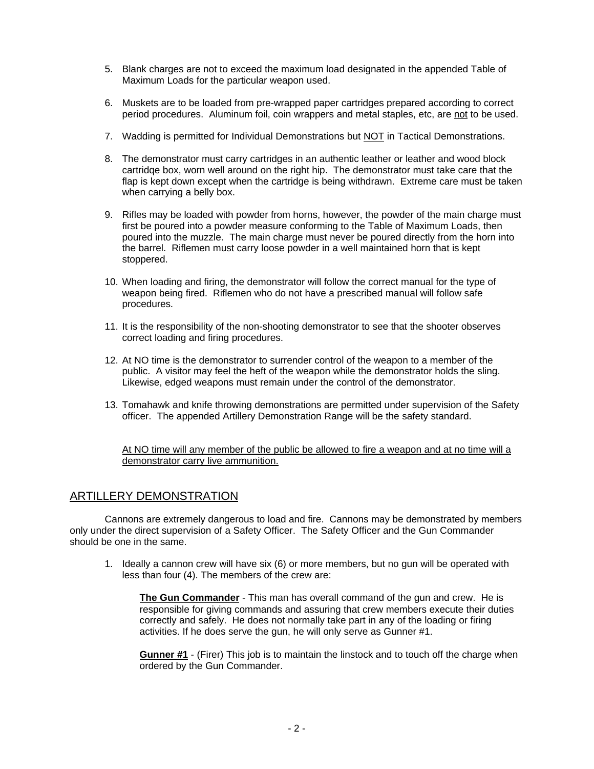5. Blank charges are not to exceed the maximum load designated in the appended Table of Maximum Loads for the particular weapon used.

6. Muskets are to be loaded from pre-wrapped paper cartridges prepared according to correct period procedures. Aluminum foil, coin wrappers and metal staples, etc, are <u>not</u> to be used.

7. Wadding is permitted for Individual Demonstrations but <u>NOT</u> in Tactical Demonstrations.

8. The demonstrator must carry cartridges in an authentic leather or leather and wood block cartridqe box, worn well around on the right hip. The demonstrator must take care that the flap is kept down except when the cartridge is being withdrawn. Extreme care must be taken when carrying a belly box.

9. Rifles may be loaded with powder from horns, however, the powder of the main charge must first be poured into a powder measure conforming to the Table of Maximum Loads, then poured into the muzzle. The main charge must never be poured directly from the horn into the barrel. Riflemen must carry loose powder in a well maintained horn that is kept stoppered.

10. When loading and firing, the demonstrator will follow the correct manual for the type of weapon being fired. Riflemen who do not have a prescribed manual will follow safe procedures.

11. It is the responsibility of the non-shooting demonstrator to see that the shooter observes correct loading and firing procedures.

12. At NO time is the demonstrator to surrender control of the weapon to a member of the public. A visitor may feel the heft of the weapon while the demonstrator holds the sling. Likewise, edged weapons must remain under the control of the demonstrator.

13. Tomahawk and knife throwing demonstrations are permitted under supervision of the Safety officer. The appended Artillery Demonstration Range will be the safety standard.

<u>At NO time will any member of the public be allowed to fire a weapon and at no time will a demonstrator carry live ammunition.</u>

## ARTILLERY DEMONSTRATION

Cannons are extremely dangerous to load and fire. Cannons may be demonstrated by members only under the direct supervision of a Safety Officer. The Safety Officer and the Gun Commander should be one in the same.

1. Ideally a cannon crew will have six (6) or more members, but no gun will be operated with less than four (4). The members of the crew are:

   **<u>The Gun Commander</u>** - This man has overall command of the gun and crew. He is responsible for giving commands and assuring that crew members execute their duties correctly and safely. He does not normally take part in any of the loading or firing activities. If he does serve the gun, he will only serve as Gunner #1.

   **<u>Gunner #1</u>** - (Firer) This job is to maintain the linstock and to touch off the charge when ordered by the Gun Commander.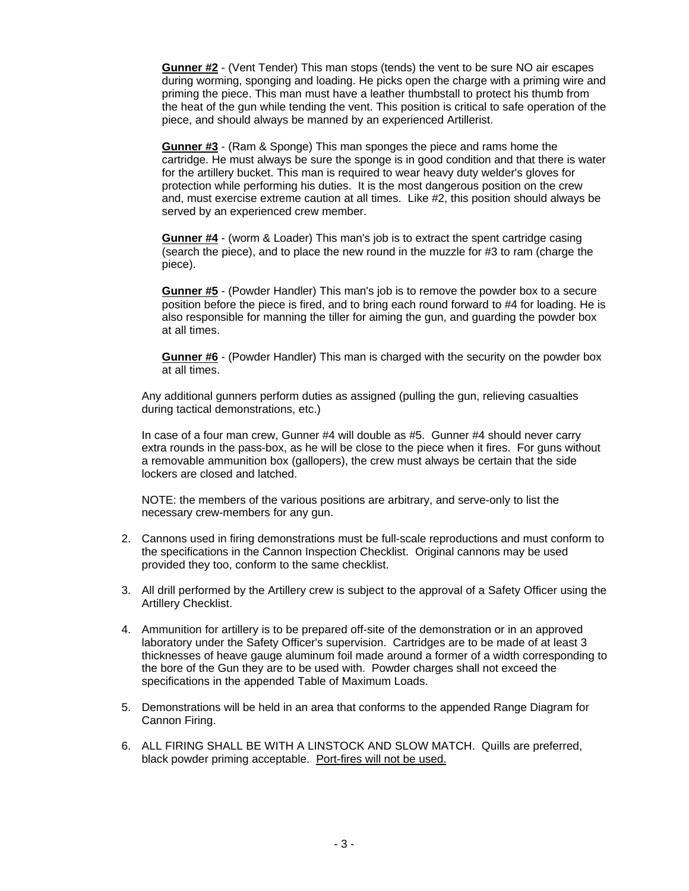**Gunner #2** - (Vent Tender) This man stops (tends) the vent to be sure NO air escapes during worming, sponging and loading. He picks open the charge with a priming wire and priming the piece. This man must have a leather thumbstall to protect his thumb from the heat of the gun while tending the vent. This position is critical to safe operation of the piece, and should always be manned by an experienced Artillerist.

**Gunner #3** - (Ram & Sponge) This man sponges the piece and rams home the cartridge. He must always be sure the sponge is in good condition and that there is water for the artillery bucket. This man is required to wear heavy duty welder's gloves for protection while performing his duties. It is the most dangerous position on the crew and, must exercise extreme caution at all times. Like #2, this position should always be served by an experienced crew member.

**Gunner #4** - (worm & Loader) This man's job is to extract the spent cartridge casing (search the piece), and to place the new round in the muzzle for #3 to ram (charge the piece).

**Gunner #5** - (Powder Handler) This man's job is to remove the powder box to a secure position before the piece is fired, and to bring each round forward to #4 for loading. He is also responsible for manning the tiller for aiming the gun, and guarding the powder box at all times.

**Gunner #6** - (Powder Handler) This man is charged with the security on the powder box at all times.

Any additional gunners perform duties as assigned (pulling the gun, relieving casualties during tactical demonstrations, etc.)

In case of a four man crew, Gunner #4 will double as #5. Gunner #4 should never carry extra rounds in the pass-box, as he will be close to the piece when it fires. For guns without a removable ammunition box (gallopers), the crew must always be certain that the side lockers are closed and latched.

NOTE: the members of the various positions are arbitrary, and serve-only to list the necessary crew-members for any gun.

2. Cannons used in firing demonstrations must be full-scale reproductions and must conform to the specifications in the Cannon Inspection Checklist. Original cannons may be used provided they too, conform to the same checklist.

3. All drill performed by the Artillery crew is subject to the approval of a Safety Officer using the Artillery Checklist.

4. Ammunition for artillery is to be prepared off-site of the demonstration or in an approved laboratory under the Safety Officer's supervision. Cartridges are to be made of at least 3 thicknesses of heave gauge aluminum foil made around a former of a width corresponding to the bore of the Gun they are to be used with. Powder charges shall not exceed the specifications in the appended Table of Maximum Loads.

5. Demonstrations will be held in an area that conforms to the appended Range Diagram for Cannon Firing.

6. ALL FIRING SHALL BE WITH A LINSTOCK AND SLOW MATCH. Quills are preferred, black powder priming acceptable. <u>Port-fires will not be used.</u>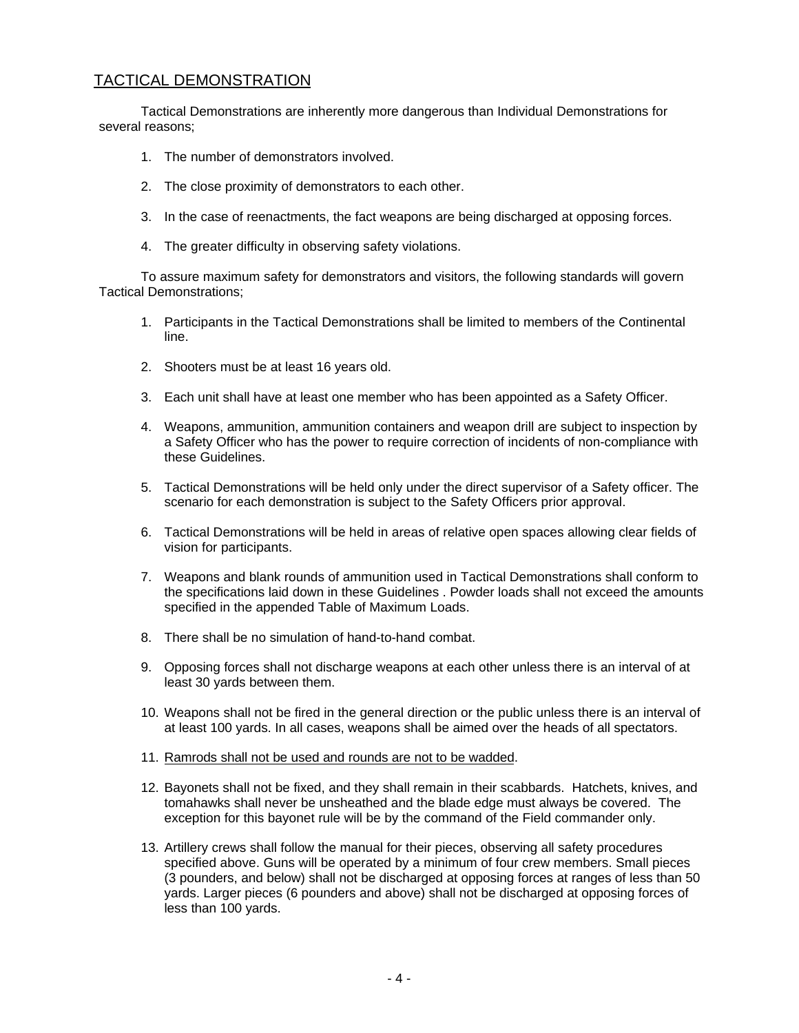## TACTICAL DEMONSTRATION

Tactical Demonstrations are inherently more dangerous than Individual Demonstrations for several reasons;

1. The number of demonstrators involved.
2. The close proximity of demonstrators to each other.
3. In the case of reenactments, the fact weapons are being discharged at opposing forces.
4. The greater difficulty in observing safety violations.

To assure maximum safety for demonstrators and visitors, the following standards will govern Tactical Demonstrations;

1. Participants in the Tactical Demonstrations shall be limited to members of the Continental line.
2. Shooters must be at least 16 years old.
3. Each unit shall have at least one member who has been appointed as a Safety Officer.
4. Weapons, ammunition, ammunition containers and weapon drill are subject to inspection by a Safety Officer who has the power to require correction of incidents of non-compliance with these Guidelines.
5. Tactical Demonstrations will be held only under the direct supervisor of a Safety officer. The scenario for each demonstration is subject to the Safety Officers prior approval.
6. Tactical Demonstrations will be held in areas of relative open spaces allowing clear fields of vision for participants.
7. Weapons and blank rounds of ammunition used in Tactical Demonstrations shall conform to the specifications laid down in these Guidelines . Powder loads shall not exceed the amounts specified in the appended Table of Maximum Loads.
8. There shall be no simulation of hand-to-hand combat.
9. Opposing forces shall not discharge weapons at each other unless there is an interval of at least 30 yards between them.
10. Weapons shall not be fired in the general direction or the public unless there is an interval of at least 100 yards. In all cases, weapons shall be aimed over the heads of all spectators.
11. Ramrods shall not be used and rounds are not to be wadded.
12. Bayonets shall not be fixed, and they shall remain in their scabbards. Hatchets, knives, and tomahawks shall never be unsheathed and the blade edge must always be covered. The exception for this bayonet rule will be by the command of the Field commander only.
13. Artillery crews shall follow the manual for their pieces, observing all safety procedures specified above. Guns will be operated by a minimum of four crew members. Small pieces (3 pounders, and below) shall not be discharged at opposing forces at ranges of less than 50 yards. Larger pieces (6 pounders and above) shall not be discharged at opposing forces of less than 100 yards.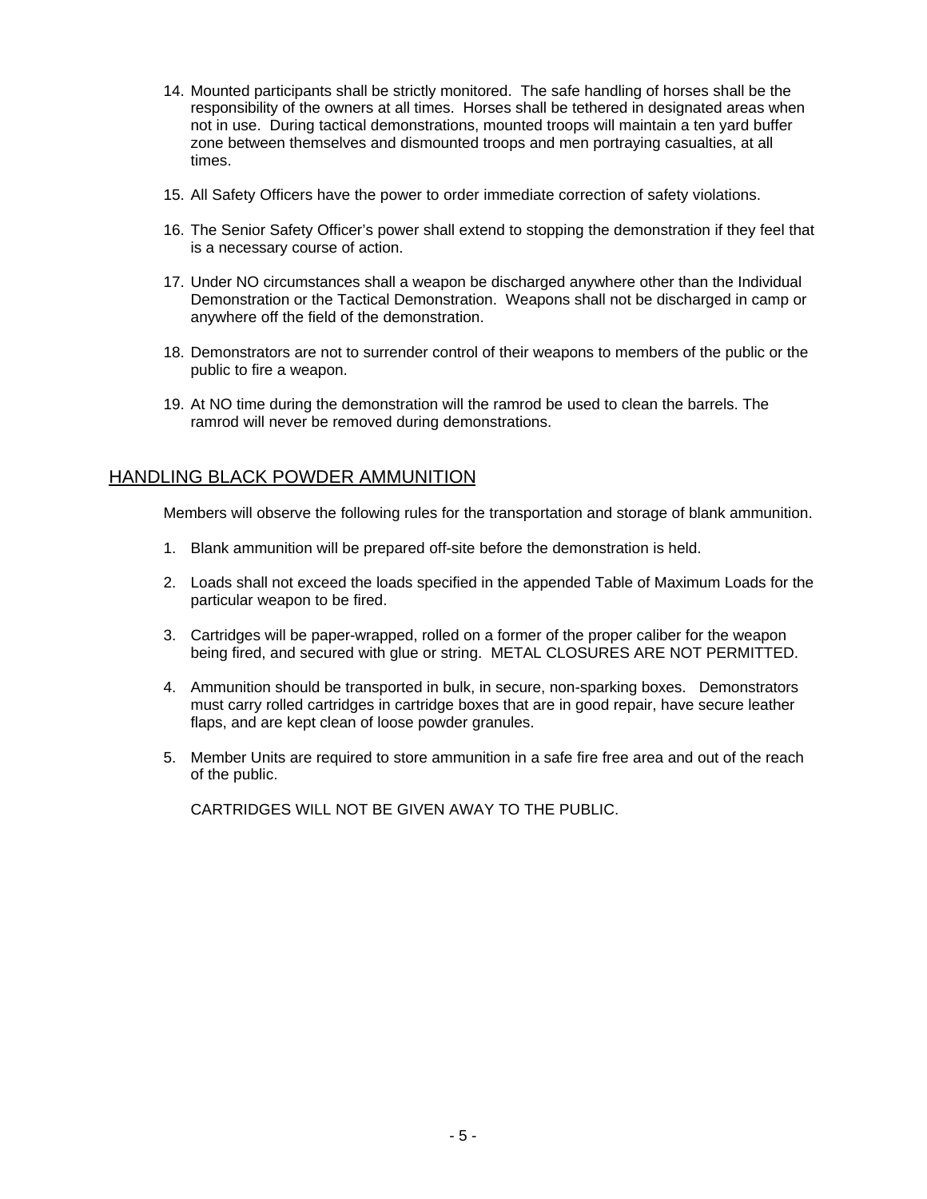14. Mounted participants shall be strictly monitored. The safe handling of horses shall be the responsibility of the owners at all times. Horses shall be tethered in designated areas when not in use. During tactical demonstrations, mounted troops will maintain a ten yard buffer zone between themselves and dismounted troops and men portraying casualties, at all times.

15. All Safety Officers have the power to order immediate correction of safety violations.

16. The Senior Safety Officer's power shall extend to stopping the demonstration if they feel that is a necessary course of action.

17. Under NO circumstances shall a weapon be discharged anywhere other than the Individual Demonstration or the Tactical Demonstration. Weapons shall not be discharged in camp or anywhere off the field of the demonstration.

18. Demonstrators are not to surrender control of their weapons to members of the public or the public to fire a weapon.

19. At NO time during the demonstration will the ramrod be used to clean the barrels. The ramrod will never be removed during demonstrations.

## HANDLING BLACK POWDER AMMUNITION

Members will observe the following rules for the transportation and storage of blank ammunition.

1. Blank ammunition will be prepared off-site before the demonstration is held.

2. Loads shall not exceed the loads specified in the appended Table of Maximum Loads for the particular weapon to be fired.

3. Cartridges will be paper-wrapped, rolled on a former of the proper caliber for the weapon being fired, and secured with glue or string. METAL CLOSURES ARE NOT PERMITTED.

4. Ammunition should be transported in bulk, in secure, non-sparking boxes. Demonstrators must carry rolled cartridges in cartridge boxes that are in good repair, have secure leather flaps, and are kept clean of loose powder granules.

5. Member Units are required to store ammunition in a safe fire free area and out of the reach of the public.

   CARTRIDGES WILL NOT BE GIVEN AWAY TO THE PUBLIC.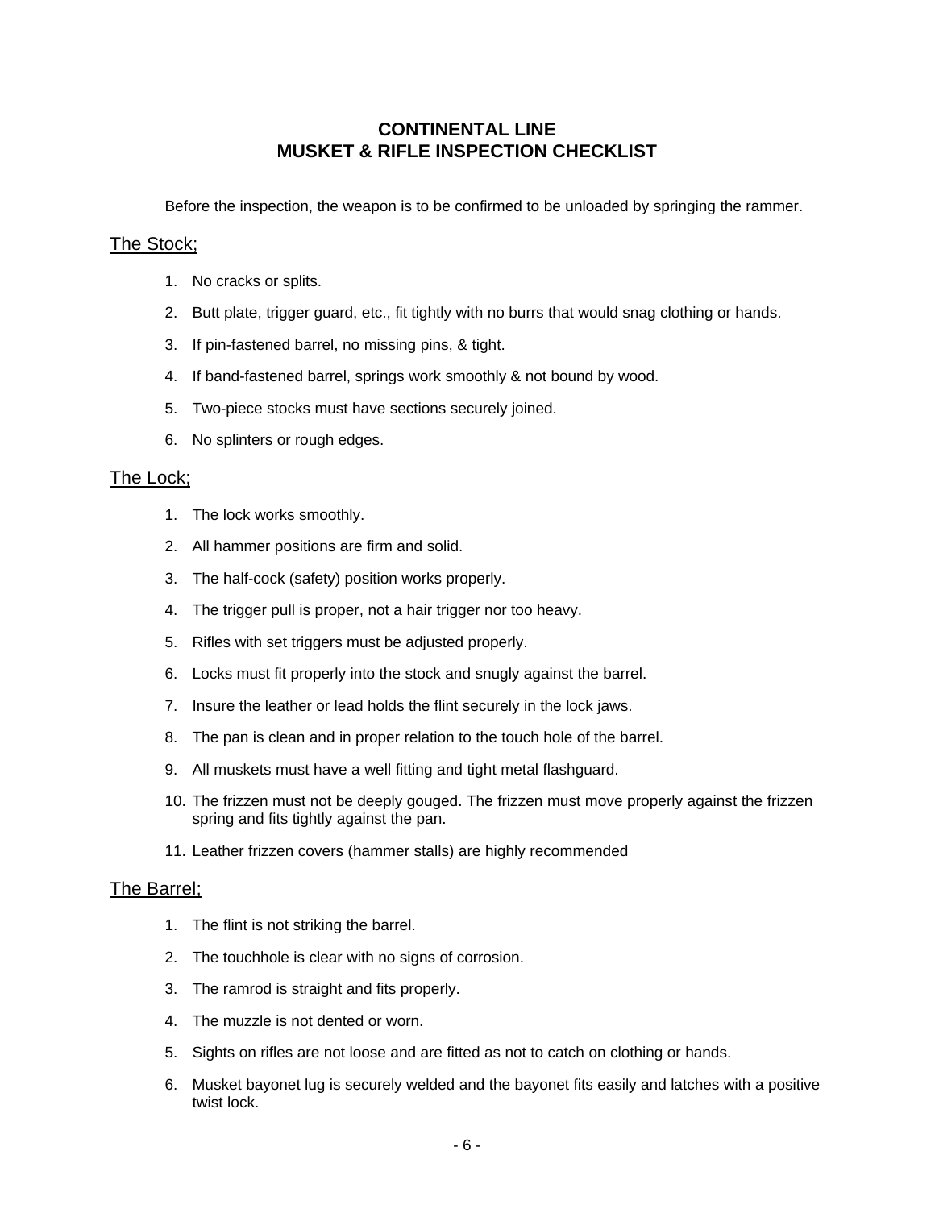# CONTINENTAL LINE
# MUSKET & RIFLE INSPECTION CHECKLIST

Before the inspection, the weapon is to be confirmed to be unloaded by springing the rammer.

## The Stock;

1. No cracks or splits.
2. Butt plate, trigger guard, etc., fit tightly with no burrs that would snag clothing or hands.
3. If pin-fastened barrel, no missing pins, & tight.
4. If band-fastened barrel, springs work smoothly & not bound by wood.
5. Two-piece stocks must have sections securely joined.
6. No splinters or rough edges.

## The Lock;

1. The lock works smoothly.
2. All hammer positions are firm and solid.
3. The half-cock (safety) position works properly.
4. The trigger pull is proper, not a hair trigger nor too heavy.
5. Rifles with set triggers must be adjusted properly.
6. Locks must fit properly into the stock and snugly against the barrel.
7. Insure the leather or lead holds the flint securely in the lock jaws.
8. The pan is clean and in proper relation to the touch hole of the barrel.
9. All muskets must have a well fitting and tight metal flashguard.
10. The frizzen must not be deeply gouged. The frizzen must move properly against the frizzen spring and fits tightly against the pan.
11. Leather frizzen covers (hammer stalls) are highly recommended

## The Barrel;

1. The flint is not striking the barrel.
2. The touchhole is clear with no signs of corrosion.
3. The ramrod is straight and fits properly.
4. The muzzle is not dented or worn.
5. Sights on rifles are not loose and are fitted as not to catch on clothing or hands.
6. Musket bayonet lug is securely welded and the bayonet fits easily and latches with a positive twist lock.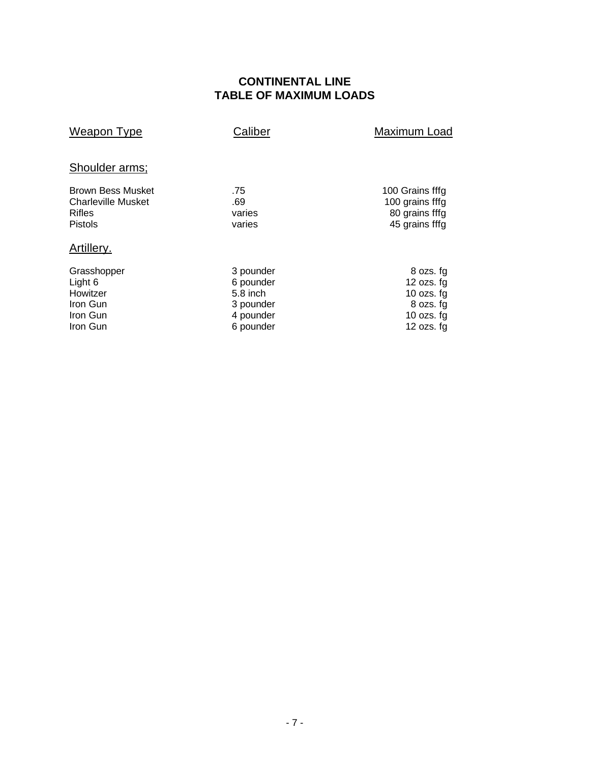# CONTINENTAL LINE
# TABLE OF MAXIMUM LOADS

| Weapon Type | Caliber | Maximum Load |
|---|---|---|
| **Shoulder arms;** | | |
| Brown Bess Musket | .75 | 100 Grains fffg |
| Charleville Musket | .69 | 100 grains fffg |
| Rifles | varies | 80 grains fffg |
| Pistols | varies | 45 grains fffg |
| **Artillery.** | | |
| Grasshopper | 3 pounder | 8 ozs. fg |
| Light 6 | 6 pounder | 12 ozs. fg |
| Howitzer | 5.8 inch | 10 ozs. fg |
| Iron Gun | 3 pounder | 8 ozs. fg |
| Iron Gun | 4 pounder | 10 ozs. fg |
| Iron Gun | 6 pounder | 12 ozs. fg |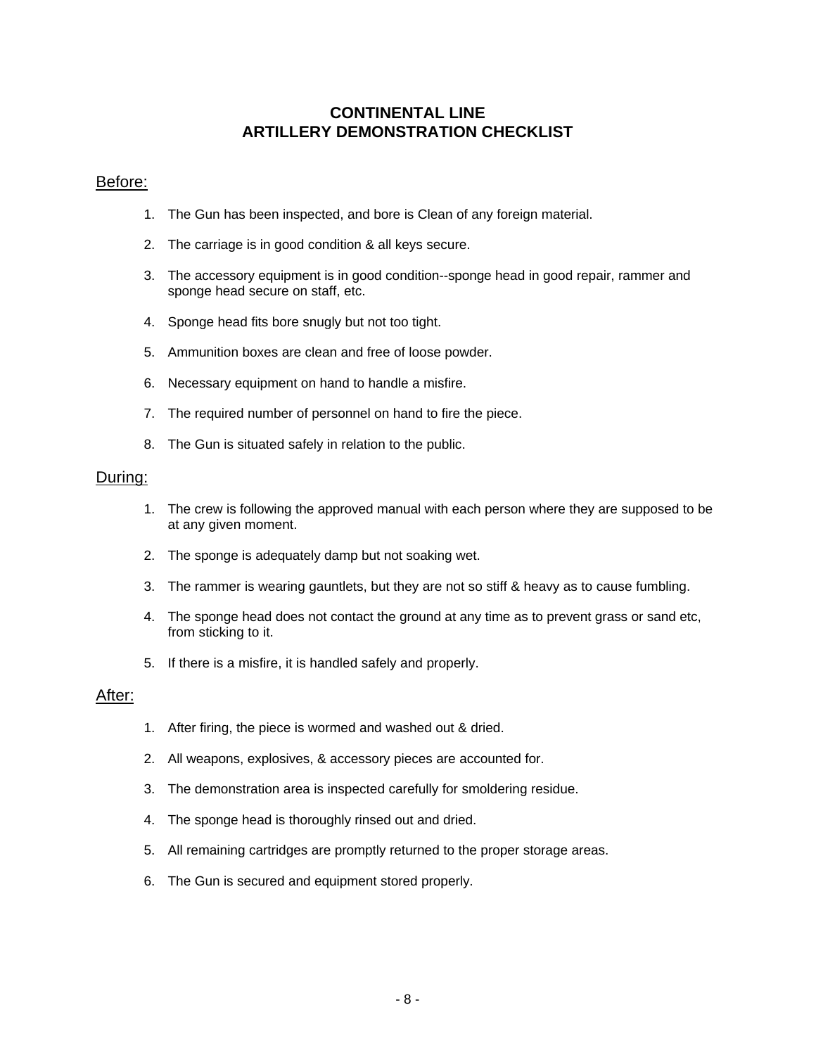# CONTINENTAL LINE
# ARTILLERY DEMONSTRATION CHECKLIST

## Before:

1. The Gun has been inspected, and bore is Clean of any foreign material.
2. The carriage is in good condition & all keys secure.
3. The accessory equipment is in good condition--sponge head in good repair, rammer and sponge head secure on staff, etc.
4. Sponge head fits bore snugly but not too tight.
5. Ammunition boxes are clean and free of loose powder.
6. Necessary equipment on hand to handle a misfire.
7. The required number of personnel on hand to fire the piece.
8. The Gun is situated safely in relation to the public.

## During:

1. The crew is following the approved manual with each person where they are supposed to be at any given moment.
2. The sponge is adequately damp but not soaking wet.
3. The rammer is wearing gauntlets, but they are not so stiff & heavy as to cause fumbling.
4. The sponge head does not contact the ground at any time as to prevent grass or sand etc, from sticking to it.
5. If there is a misfire, it is handled safely and properly.

## After:

1. After firing, the piece is wormed and washed out & dried.
2. All weapons, explosives, & accessory pieces are accounted for.
3. The demonstration area is inspected carefully for smoldering residue.
4. The sponge head is thoroughly rinsed out and dried.
5. All remaining cartridges are promptly returned to the proper storage areas.
6. The Gun is secured and equipment stored properly.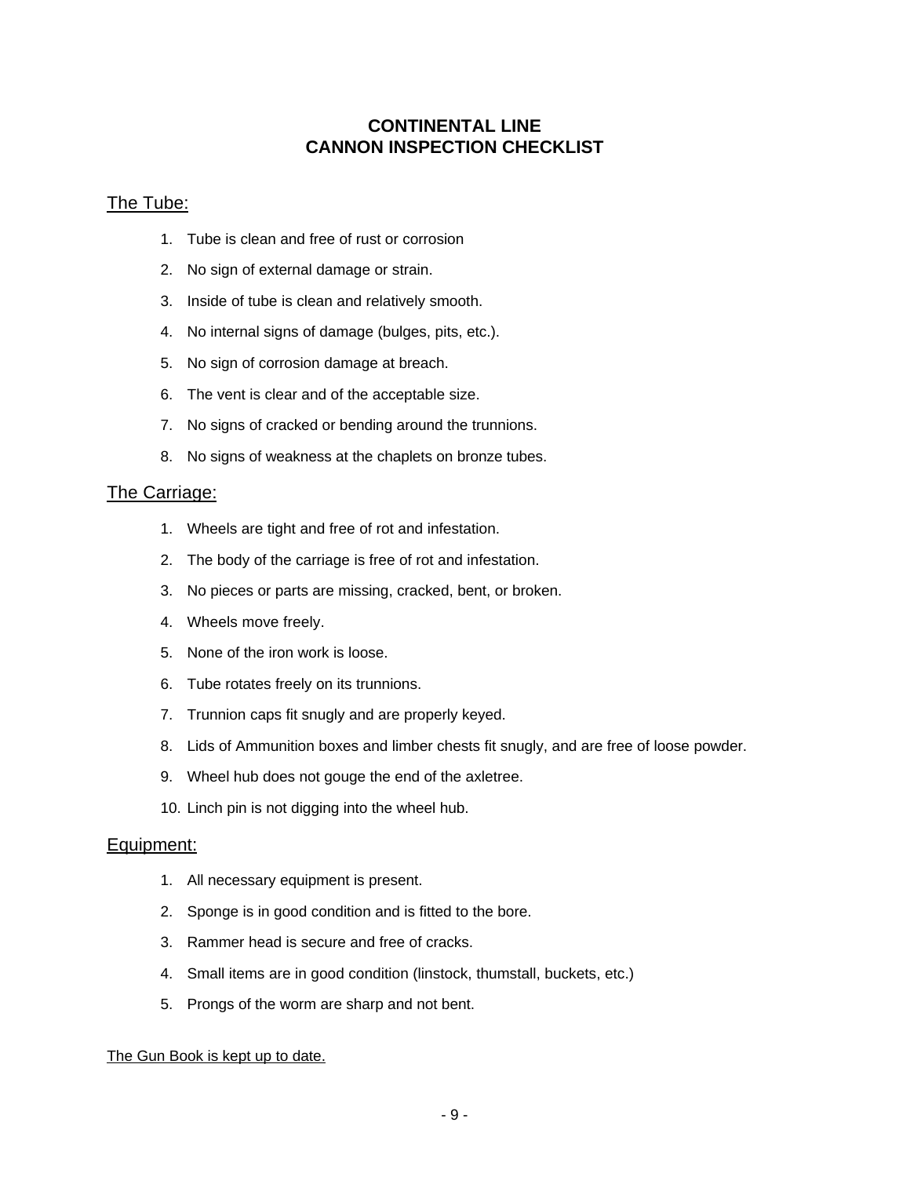# CONTINENTAL LINE
# CANNON INSPECTION CHECKLIST

## The Tube:

1. Tube is clean and free of rust or corrosion
2. No sign of external damage or strain.
3. Inside of tube is clean and relatively smooth.
4. No internal signs of damage (bulges, pits, etc.).
5. No sign of corrosion damage at breach.
6. The vent is clear and of the acceptable size.
7. No signs of cracked or bending around the trunnions.
8. No signs of weakness at the chaplets on bronze tubes.

## The Carriage:

1. Wheels are tight and free of rot and infestation.
2. The body of the carriage is free of rot and infestation.
3. No pieces or parts are missing, cracked, bent, or broken.
4. Wheels move freely.
5. None of the iron work is loose.
6. Tube rotates freely on its trunnions.
7. Trunnion caps fit snugly and are properly keyed.
8. Lids of Ammunition boxes and limber chests fit snugly, and are free of loose powder.
9. Wheel hub does not gouge the end of the axletree.
10. Linch pin is not digging into the wheel hub.

## Equipment:

1. All necessary equipment is present.
2. Sponge is in good condition and is fitted to the bore.
3. Rammer head is secure and free of cracks.
4. Small items are in good condition (linstock, thumstall, buckets, etc.)
5. Prongs of the worm are sharp and not bent.

The Gun Book is kept up to date.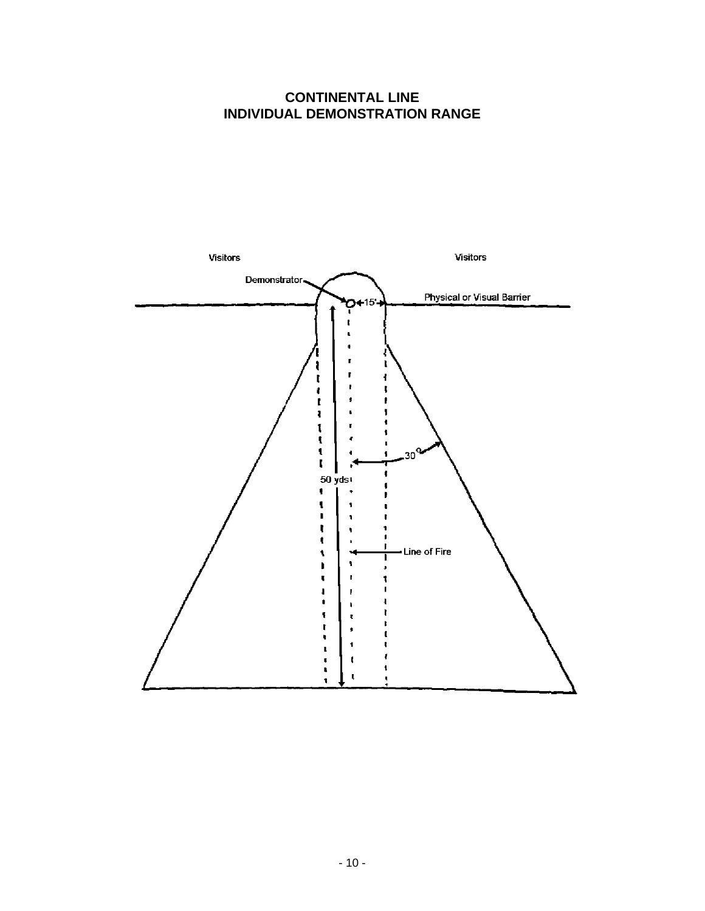# CONTINENTAL LINE
# INDIVIDUAL DEMONSTRATION RANGE

Visitors

Visitors

Demonstrator

15'

Physical or Visual Barrier

30°

50 yds

Line of Fire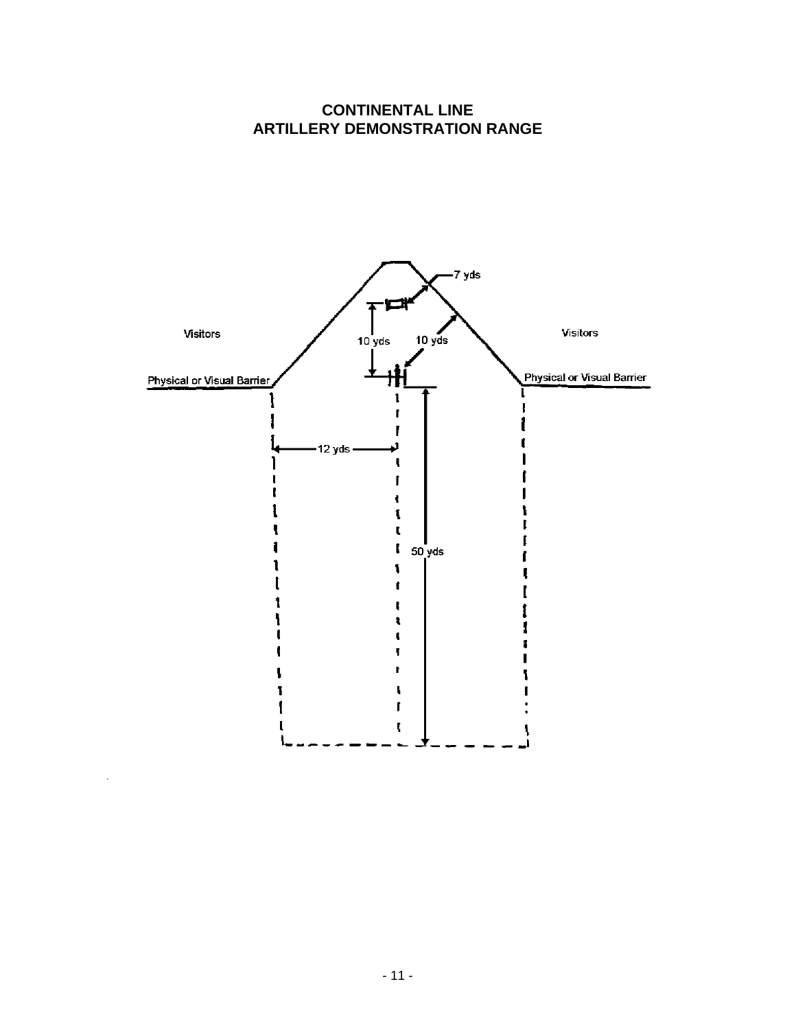# CONTINENTAL LINE
# ARTILLERY DEMONSTRATION RANGE

7 yds

Visitors

10 yds

10 yds

Visitors

Physical or Visual Barrier

Physical or Visual Barrier

12 yds

50 yds